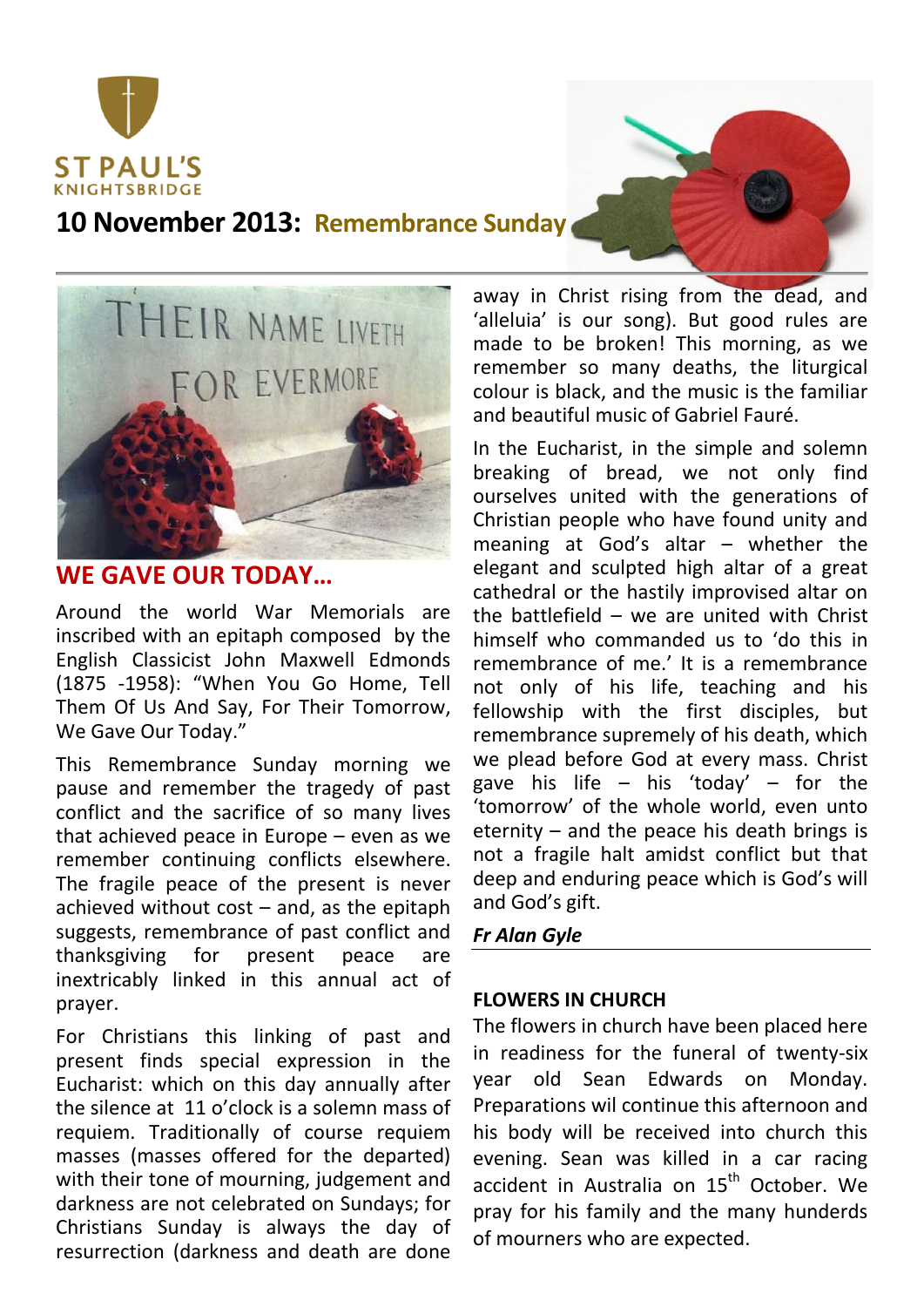ST PAUL'S
KNIGHTSBRIDGE

# 10 November 2013: Remembrance Sunday

## WE GAVE OUR TODAY…

Around the world War Memorials are inscribed with an epitaph composed by the English Classicist John Maxwell Edmonds (1875 -1958): "When You Go Home, Tell Them Of Us And Say, For Their Tomorrow, We Gave Our Today."

This Remembrance Sunday morning we pause and remember the tragedy of past conflict and the sacrifice of so many lives that achieved peace in Europe – even as we remember continuing conflicts elsewhere. The fragile peace of the present is never achieved without cost – and, as the epitaph suggests, remembrance of past conflict and thanksgiving for present peace are inextricably linked in this annual act of prayer.

For Christians this linking of past and present finds special expression in the Eucharist: which on this day annually after the silence at 11 o'clock is a solemn mass of requiem. Traditionally of course requiem masses (masses offered for the departed) with their tone of mourning, judgement and darkness are not celebrated on Sundays; for Christians Sunday is always the day of resurrection (darkness and death are done away in Christ rising from the dead, and 'alleluia' is our song). But good rules are made to be broken! This morning, as we remember so many deaths, the liturgical colour is black, and the music is the familiar and beautiful music of Gabriel Fauré.

In the Eucharist, in the simple and solemn breaking of bread, we not only find ourselves united with the generations of Christian people who have found unity and meaning at God's altar – whether the elegant and sculpted high altar of a great cathedral or the hastily improvised altar on the battlefield – we are united with Christ himself who commanded us to 'do this in remembrance of me.' It is a remembrance not only of his life, teaching and his fellowship with the first disciples, but remembrance supremely of his death, which we plead before God at every mass. Christ gave his life – his 'today' – for the 'tomorrow' of the whole world, even unto eternity – and the peace his death brings is not a fragile halt amidst conflict but that deep and enduring peace which is God's will and God's gift.

***Fr Alan Gyle***

### FLOWERS IN CHURCH

The flowers in church have been placed here in readiness for the funeral of twenty-six year old Sean Edwards on Monday. Preparations wil continue this afternoon and his body will be received into church this evening. Sean was killed in a car racing accident in Australia on 15th October. We pray for his family and the many hunderds of mourners who are expected.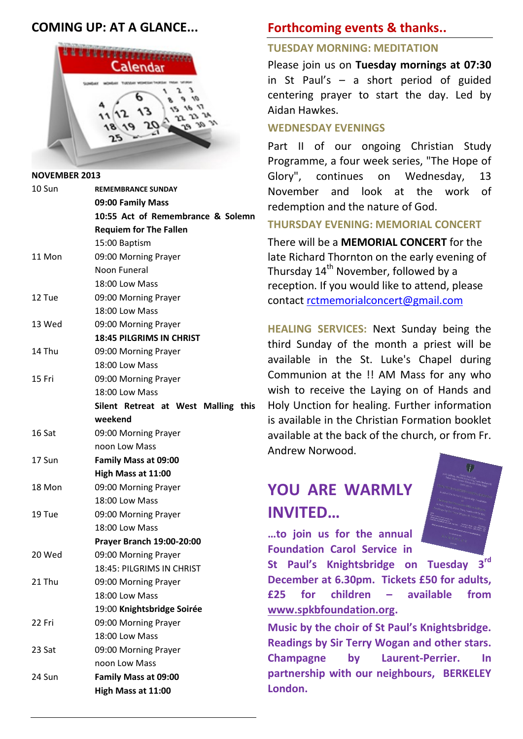## COMING UP: AT A GLANCE...

**NOVEMBER 2013**

| | |
|---|---|
| 10 Sun | REMEMBRANCE SUNDAY |
| | **09:00 Family Mass** |
| | **10:55 Act of Remembrance & Solemn Requiem for The Fallen** |
| | 15:00 Baptism |
| 11 Mon | 09:00 Morning Prayer |
| | Noon Funeral |
| | 18:00 Low Mass |
| 12 Tue | 09:00 Morning Prayer |
| | 18:00 Low Mass |
| 13 Wed | 09:00 Morning Prayer |
| | **18:45 PILGRIMS IN CHRIST** |
| 14 Thu | 09:00 Morning Prayer |
| | 18:00 Low Mass |
| 15 Fri | 09:00 Morning Prayer |
| | 18:00 Low Mass |
| | **Silent Retreat at West Malling this weekend** |
| 16 Sat | 09:00 Morning Prayer |
| | noon Low Mass |
| 17 Sun | **Family Mass at 09:00** |
| | **High Mass at 11:00** |
| 18 Mon | 09:00 Morning Prayer |
| | 18:00 Low Mass |
| 19 Tue | 09:00 Morning Prayer |
| | 18:00 Low Mass |
| | **Prayer Branch 19:00-20:00** |
| 20 Wed | 09:00 Morning Prayer |
| | 18:45: PILGRIMS IN CHRIST |
| 21 Thu | 09:00 Morning Prayer |
| | 18:00 Low Mass |
| | 19:00 **Knightsbridge Soirée** |
| 22 Fri | 09:00 Morning Prayer |
| | 18:00 Low Mass |
| 23 Sat | 09:00 Morning Prayer |
| | noon Low Mass |
| 24 Sun | **Family Mass at 09:00** |
| | **High Mass at 11:00** |

## Forthcoming events & thanks..

### TUESDAY MORNING: MEDITATION

Please join us on **Tuesday mornings at 07:30** in St Paul's – a short period of guided centering prayer to start the day. Led by Aidan Hawkes.

### WEDNESDAY EVENINGS

Part II of our ongoing Christian Study Programme, a four week series, "The Hope of Glory", continues on Wednesday, 13 November and look at the work of redemption and the nature of God.

### THURSDAY EVENING: MEMORIAL CONCERT

There will be a **MEMORIAL CONCERT** for the late Richard Thornton on the early evening of Thursday 14th November, followed by a reception. If you would like to attend, please contact rctmemorialconcert@gmail.com

**HEALING SERVICES:** Next Sunday being the third Sunday of the month a priest will be available in the St. Luke's Chapel during Communion at the !! AM Mass for any who wish to receive the Laying on of Hands and Holy Unction for healing. Further information is available in the Christian Formation booklet available at the back of the church, or from Fr. Andrew Norwood.

## YOU ARE WARMLY INVITED...

**...to join us for the annual Foundation Carol Service in St Paul's Knightsbridge on Tuesday 3rd December at 6.30pm. Tickets £50 for adults, £25 for children – available from www.spkbfoundation.org.**

**Music by the choir of St Paul's Knightsbridge. Readings by Sir Terry Wogan and other stars. Champagne by Laurent-Perrier. In partnership with our neighbours, BERKELEY London.**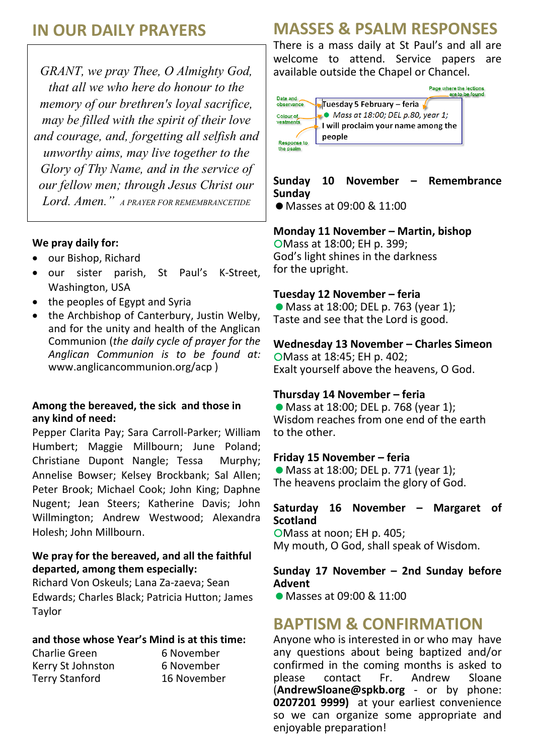## IN OUR DAILY PRAYERS

*GRANT, we pray Thee, O Almighty God, that all we who here do honour to the memory of our brethren's loyal sacrifice, may be filled with the spirit of their love and courage, and, forgetting all selfish and unworthy aims, may live together to the Glory of Thy Name, and in the service of our fellow men; through Jesus Christ our Lord. Amen."* A PRAYER FOR REMEMBRANCETIDE

**We pray daily for:**

- our Bishop, Richard
- our sister parish, St Paul's K-Street, Washington, USA
- the peoples of Egypt and Syria
- the Archbishop of Canterbury, Justin Welby, and for the unity and health of the Anglican Communion (*the daily cycle of prayer for the Anglican Communion is to be found at:* www.anglicancommunion.org/acp )

**Among the bereaved, the sick and those in any kind of need:**

Pepper Clarita Pay; Sara Carroll-Parker; William Humbert; Maggie Millbourn; June Poland; Christiane Dupont Nangle; Tessa Murphy; Annelise Bowser; Kelsey Brockbank; Sal Allen; Peter Brook; Michael Cook; John King; Daphne Nugent; Jean Steers; Katherine Davis; John Willmington; Andrew Westwood; Alexandra Holesh; John Millbourn.

**We pray for the bereaved, and all the faithful departed, among them especially:**

Richard Von Oskeuls; Lana Za-zaeva; Sean Edwards; Charles Black; Patricia Hutton; James Taylor

**and those whose Year's Mind is at this time:**

| | |
|---|---|
| Charlie Green | 6 November |
| Kerry St Johnston | 6 November |
| Terry Stanford | 16 November |

## MASSES & PSALM RESPONSES

There is a mass daily at St Paul's and all are welcome to attend. Service papers are available outside the Chapel or Chancel.

Date and observance: **Tuesday 5 February – feria**
Colour of vestments: ● *Mass at 18:00; DEL p.80, year 1;* (Page where the lections are to be found)
Response to the psalm: **I will proclaim your name among the people**

**Sunday 10 November – Remembrance Sunday**
● Masses at 09:00 & 11:00

**Monday 11 November – Martin, bishop**
○Mass at 18:00; EH p. 399;
God's light shines in the darkness for the upright.

**Tuesday 12 November – feria**
● Mass at 18:00; DEL p. 763 (year 1);
Taste and see that the Lord is good.

**Wednesday 13 November – Charles Simeon**
○Mass at 18:45; EH p. 402;
Exalt yourself above the heavens, O God.

**Thursday 14 November – feria**
● Mass at 18:00; DEL p. 768 (year 1);
Wisdom reaches from one end of the earth to the other.

**Friday 15 November – feria**
● Mass at 18:00; DEL p. 771 (year 1);
The heavens proclaim the glory of God.

**Saturday 16 November – Margaret of Scotland**
○Mass at noon; EH p. 405;
My mouth, O God, shall speak of Wisdom.

**Sunday 17 November – 2nd Sunday before Advent**
● Masses at 09:00 & 11:00

## BAPTISM & CONFIRMATION

Anyone who is interested in or who may have any questions about being baptized and/or confirmed in the coming months is asked to please contact Fr. Andrew Sloane (**AndrewSloane@spkb.org** - or by phone: **0207201 9999**) at your earliest convenience so we can organize some appropriate and enjoyable preparation!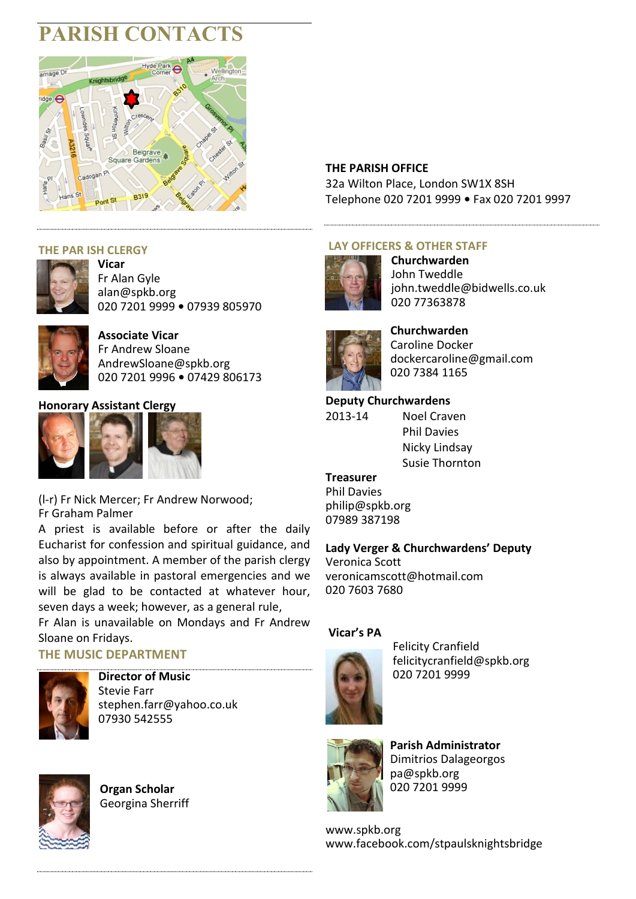# PARISH CONTACTS

## THE PARISH OFFICE

32a Wilton Place, London SW1X 8SH
Telephone 020 7201 9999 • Fax 020 7201 9997

## THE PAR ISH CLERGY

**Vicar**
Fr Alan Gyle
alan@spkb.org
020 7201 9999 • 07939 805970

**Associate Vicar**
Fr Andrew Sloane
AndrewSloane@spkb.org
020 7201 9996 • 07429 806173

**Honorary Assistant Clergy**

(l-r) Fr Nick Mercer; Fr Andrew Norwood;
Fr Graham Palmer

A priest is available before or after the daily Eucharist for confession and spiritual guidance, and also by appointment. A member of the parish clergy is always available in pastoral emergencies and we will be glad to be contacted at whatever hour, seven days a week; however, as a general rule,
Fr Alan is unavailable on Mondays and Fr Andrew Sloane on Fridays.

## THE MUSIC DEPARTMENT

**Director of Music**
Stevie Farr
stephen.farr@yahoo.co.uk
07930 542555

**Organ Scholar**
Georgina Sherriff

## LAY OFFICERS & OTHER STAFF

**Churchwarden**
John Tweddle
john.tweddle@bidwells.co.uk
020 77363878

**Churchwarden**
Caroline Docker
dockercaroline@gmail.com
020 7384 1165

**Deputy Churchwardens**

| | |
|---|---|
| 2013-14 | Noel Craven |
| | Phil Davies |
| | Nicky Lindsay |
| | Susie Thornton |

**Treasurer**
Phil Davies
philip@spkb.org
07989 387198

**Lady Verger & Churchwardens' Deputy**
Veronica Scott
veronicamscott@hotmail.com
020 7603 7680

**Vicar's PA**
Felicity Cranfield
felicitycranfield@spkb.org
020 7201 9999

**Parish Administrator**
Dimitrios Dalageorgos
pa@spkb.org
020 7201 9999

www.spkb.org
www.facebook.com/stpaulsknightsbridge